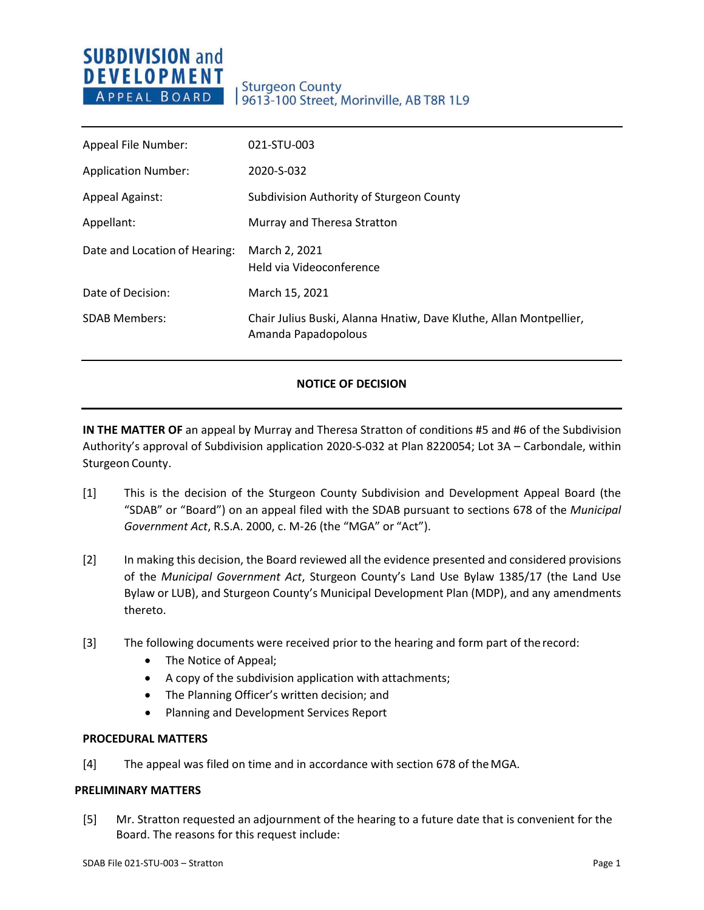**SUBDIVISION and DEVELOPMENT APPEAL BOARD**

Sturgeon County
9613-100 Street, Morinville, AB T8R 1L9

| | |
|---|---|
| Appeal File Number: | 021-STU-003 |
| Application Number: | 2020-S-032 |
| Appeal Against: | Subdivision Authority of Sturgeon County |
| Appellant: | Murray and Theresa Stratton |
| Date and Location of Hearing: | March 2, 2021<br>Held via Videoconference |
| Date of Decision: | March 15, 2021 |
| SDAB Members: | Chair Julius Buski, Alanna Hnatiw, Dave Kluthe, Allan Montpellier, Amanda Papadopolous |

## NOTICE OF DECISION

**IN THE MATTER OF** an appeal by Murray and Theresa Stratton of conditions #5 and #6 of the Subdivision Authority's approval of Subdivision application 2020-S-032 at Plan 8220054; Lot 3A – Carbondale, within Sturgeon County.

[1] This is the decision of the Sturgeon County Subdivision and Development Appeal Board (the "SDAB" or "Board") on an appeal filed with the SDAB pursuant to sections 678 of the *Municipal Government Act*, R.S.A. 2000, c. M-26 (the "MGA" or "Act").

[2] In making this decision, the Board reviewed all the evidence presented and considered provisions of the *Municipal Government Act*, Sturgeon County's Land Use Bylaw 1385/17 (the Land Use Bylaw or LUB), and Sturgeon County's Municipal Development Plan (MDP), and any amendments thereto.

[3] The following documents were received prior to the hearing and form part of the record:

- The Notice of Appeal;
- A copy of the subdivision application with attachments;
- The Planning Officer's written decision; and
- Planning and Development Services Report

**PROCEDURAL MATTERS**

[4] The appeal was filed on time and in accordance with section 678 of the MGA.

**PRELIMINARY MATTERS**

[5] Mr. Stratton requested an adjournment of the hearing to a future date that is convenient for the Board. The reasons for this request include: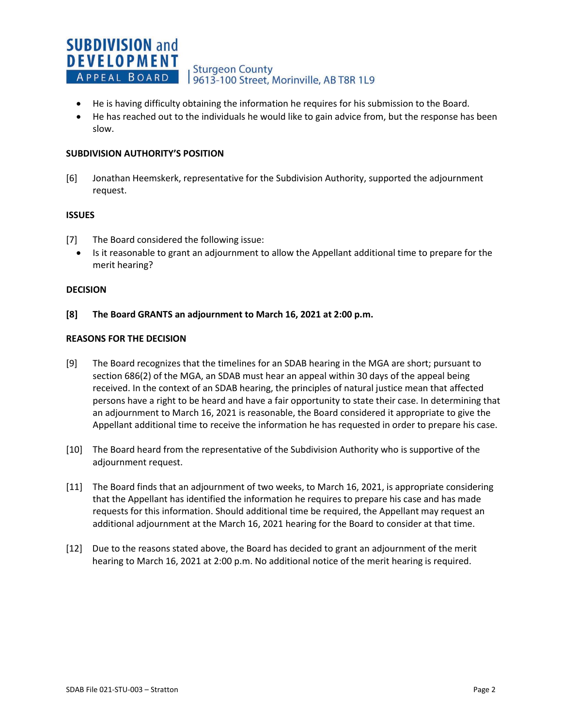- He is having difficulty obtaining the information he requires for his submission to the Board.
- He has reached out to the individuals he would like to gain advice from, but the response has been slow.

**SUBDIVISION AUTHORITY'S POSITION**

[6] Jonathan Heemskerk, representative for the Subdivision Authority, supported the adjournment request.

**ISSUES**

[7] The Board considered the following issue:

- Is it reasonable to grant an adjournment to allow the Appellant additional time to prepare for the merit hearing?

**DECISION**

**[8] The Board GRANTS an adjournment to March 16, 2021 at 2:00 p.m.**

**REASONS FOR THE DECISION**

[9] The Board recognizes that the timelines for an SDAB hearing in the MGA are short; pursuant to section 686(2) of the MGA, an SDAB must hear an appeal within 30 days of the appeal being received. In the context of an SDAB hearing, the principles of natural justice mean that affected persons have a right to be heard and have a fair opportunity to state their case. In determining that an adjournment to March 16, 2021 is reasonable, the Board considered it appropriate to give the Appellant additional time to receive the information he has requested in order to prepare his case.

[10] The Board heard from the representative of the Subdivision Authority who is supportive of the adjournment request.

[11] The Board finds that an adjournment of two weeks, to March 16, 2021, is appropriate considering that the Appellant has identified the information he requires to prepare his case and has made requests for this information. Should additional time be required, the Appellant may request an additional adjournment at the March 16, 2021 hearing for the Board to consider at that time.

[12] Due to the reasons stated above, the Board has decided to grant an adjournment of the merit hearing to March 16, 2021 at 2:00 p.m. No additional notice of the merit hearing is required.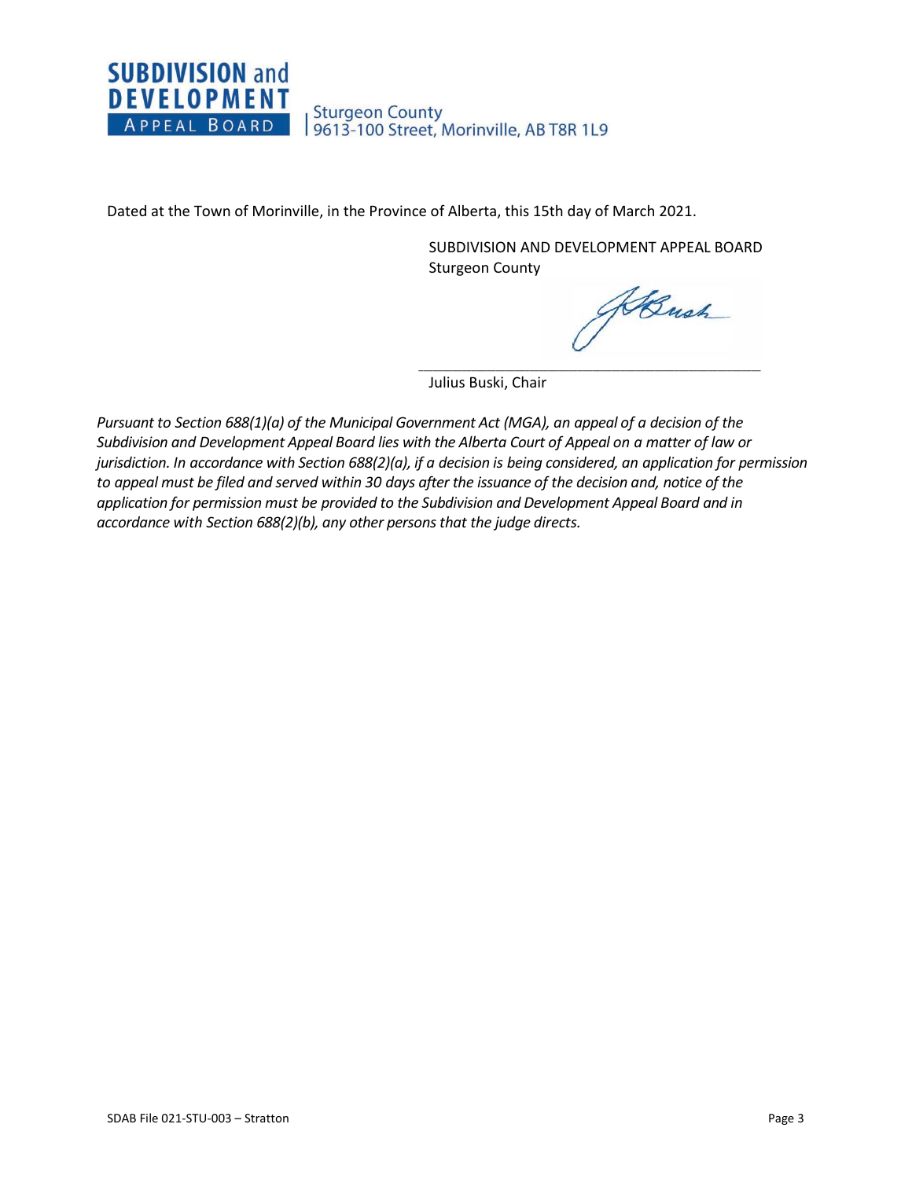Dated at the Town of Morinville, in the Province of Alberta, this 15th day of March 2021.

SUBDIVISION AND DEVELOPMENT APPEAL BOARD
Sturgeon County

Julius Buski, Chair

*Pursuant to Section 688(1)(a) of the Municipal Government Act (MGA), an appeal of a decision of the Subdivision and Development Appeal Board lies with the Alberta Court of Appeal on a matter of law or jurisdiction. In accordance with Section 688(2)(a), if a decision is being considered, an application for permission to appeal must be filed and served within 30 days after the issuance of the decision and, notice of the application for permission must be provided to the Subdivision and Development Appeal Board and in accordance with Section 688(2)(b), any other persons that the judge directs.*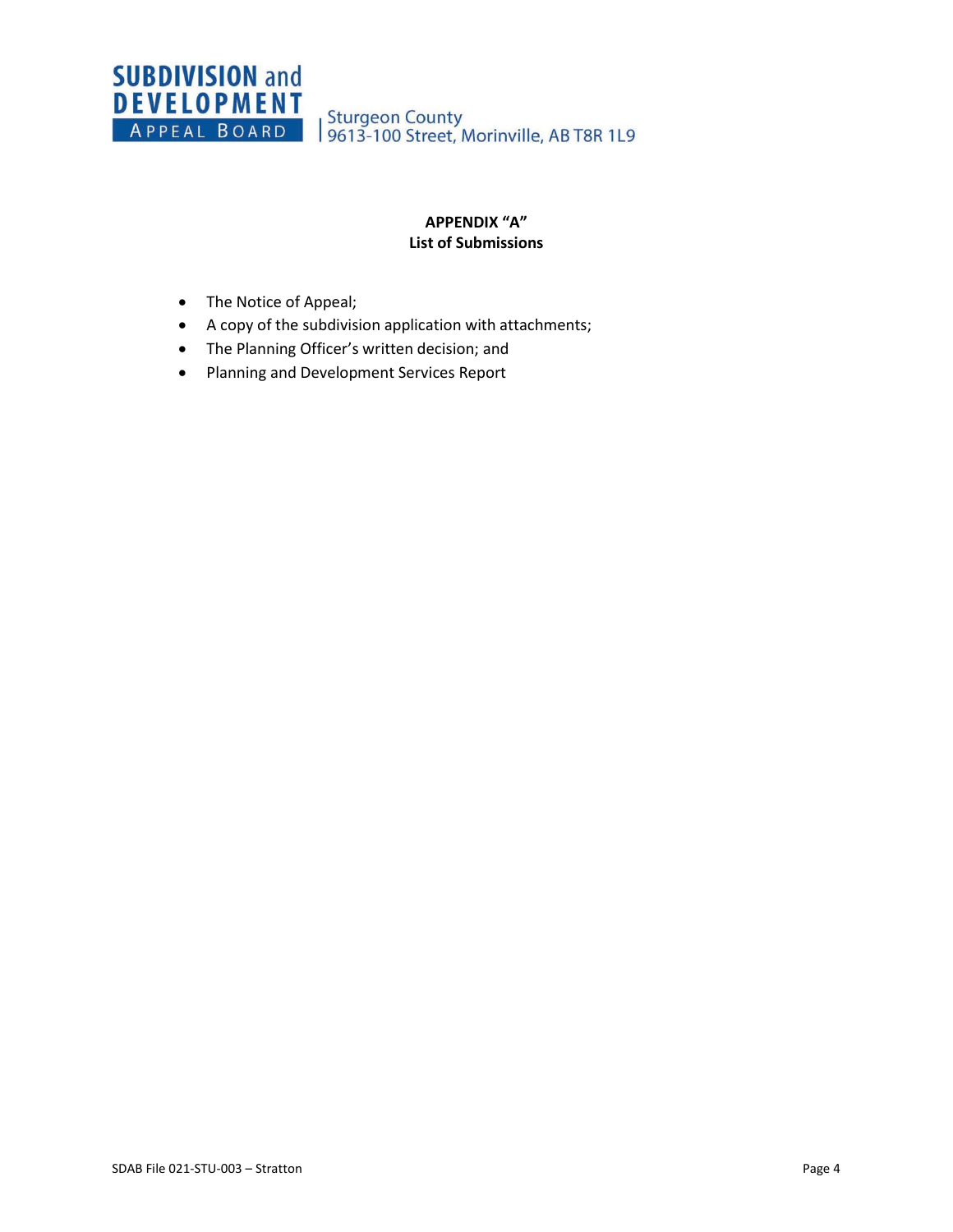**APPENDIX "A"**
**List of Submissions**

- The Notice of Appeal;
- A copy of the subdivision application with attachments;
- The Planning Officer's written decision; and
- Planning and Development Services Report